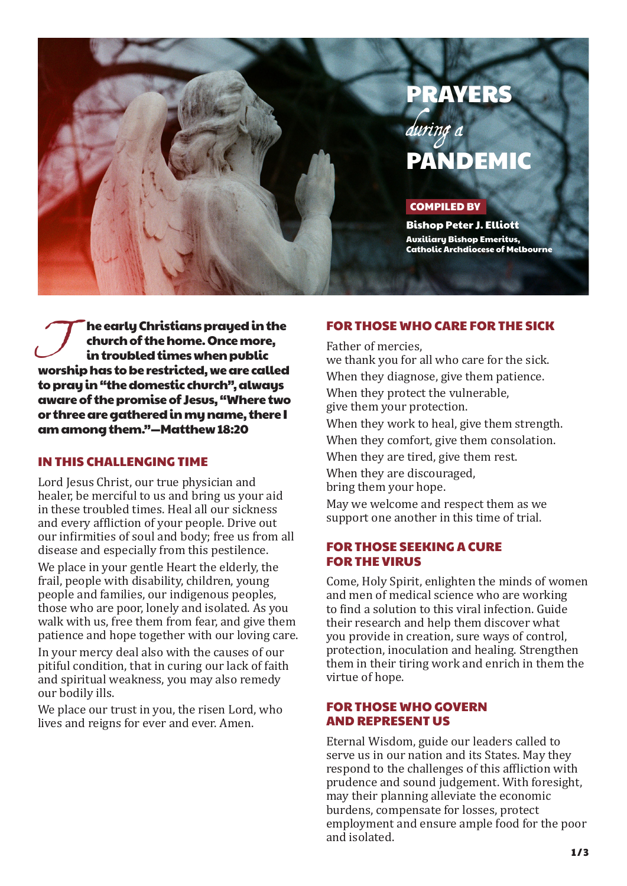# PRAYERS *during a* PANDEMIC

**COMPILED BY**

**Bishop Peter J. Elliott**

**Auxiliary Bishop Emeritus, Catholic Archdiocese of Melbourne**

**The early Christians prayed in the church of the home. Once more, in troubled times when public worship has to be restricted, we are called to pray in "the domestic church", always aware of the promise of Jesus, "Where two or three are gathered in my name, there I am among them."—Matthew 18:20**

## IN THIS CHALLENGING TIME

Lord Jesus Christ, our true physician and healer, be merciful to us and bring us your aid in these troubled times. Heal all our sickness and every affliction of your people. Drive out our infirmities of soul and body; free us from all disease and especially from this pestilence.

We place in your gentle Heart the elderly, the frail, people with disability, children, young people and families, our indigenous peoples, those who are poor, lonely and isolated. As you walk with us, free them from fear, and give them patience and hope together with our loving care.

In your mercy deal also with the causes of our pitiful condition, that in curing our lack of faith and spiritual weakness, you may also remedy our bodily ills.

We place our trust in you, the risen Lord, who lives and reigns for ever and ever. Amen.

## FOR THOSE WHO CARE FOR THE SICK

Father of mercies,
we thank you for all who care for the sick.

When they diagnose, give them patience.

When they protect the vulnerable,
give them your protection.

When they work to heal, give them strength.

When they comfort, give them consolation.

When they are tired, give them rest.

When they are discouraged,
bring them your hope.

May we welcome and respect them as we support one another in this time of trial.

## FOR THOSE SEEKING A CURE FOR THE VIRUS

Come, Holy Spirit, enlighten the minds of women and men of medical science who are working to find a solution to this viral infection. Guide their research and help them discover what you provide in creation, sure ways of control, protection, inoculation and healing. Strengthen them in their tiring work and enrich in them the virtue of hope.

## FOR THOSE WHO GOVERN AND REPRESENT US

Eternal Wisdom, guide our leaders called to serve us in our nation and its States. May they respond to the challenges of this affliction with prudence and sound judgement. With foresight, may their planning alleviate the economic burdens, compensate for losses, protect employment and ensure ample food for the poor and isolated.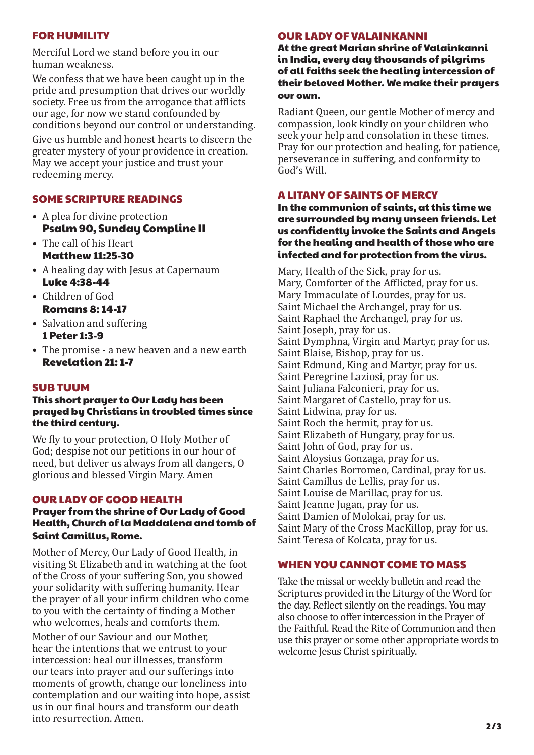## FOR HUMILITY

Merciful Lord we stand before you in our human weakness.

We confess that we have been caught up in the pride and presumption that drives our worldly society. Free us from the arrogance that afflicts our age, for now we stand confounded by conditions beyond our control or understanding.

Give us humble and honest hearts to discern the greater mystery of your providence in creation. May we accept your justice and trust your redeeming mercy.

## SOME SCRIPTURE READINGS

- A plea for divine protection
  **Psalm 90, Sunday Compline II**
- The call of his Heart
  **Matthew 11:25-30**
- A healing day with Jesus at Capernaum
  **Luke 4:38-44**
- Children of God
  **Romans 8: 14-17**
- Salvation and suffering
  **1 Peter 1:3-9**
- The promise - a new heaven and a new earth
  **Revelation 21: 1-7**

## SUB TUUM

**This short prayer to Our Lady has been prayed by Christians in troubled times since the third century.**

We fly to your protection, O Holy Mother of God; despise not our petitions in our hour of need, but deliver us always from all dangers, O glorious and blessed Virgin Mary. Amen

## OUR LADY OF GOOD HEALTH

**Prayer from the shrine of Our Lady of Good Health, Church of la Maddalena and tomb of Saint Camillus, Rome.**

Mother of Mercy, Our Lady of Good Health, in visiting St Elizabeth and in watching at the foot of the Cross of your suffering Son, you showed your solidarity with suffering humanity. Hear the prayer of all your infirm children who come to you with the certainty of finding a Mother who welcomes, heals and comforts them.

Mother of our Saviour and our Mother, hear the intentions that we entrust to your intercession: heal our illnesses, transform our tears into prayer and our sufferings into moments of growth, change our loneliness into contemplation and our waiting into hope, assist us in our final hours and transform our death into resurrection. Amen.

## OUR LADY OF VALAINKANNI

**At the great Marian shrine of Valainkanni in India, every day thousands of pilgrims of all faiths seek the healing intercession of their beloved Mother. We make their prayers our own.**

Radiant Queen, our gentle Mother of mercy and compassion, look kindly on your children who seek your help and consolation in these times. Pray for our protection and healing, for patience, perseverance in suffering, and conformity to God's Will.

## A LITANY OF SAINTS OF MERCY

**In the communion of saints, at this time we are surrounded by many unseen friends. Let us confidently invoke the Saints and Angels for the healing and health of those who are infected and for protection from the virus.**

Mary, Health of the Sick, pray for us.
Mary, Comforter of the Afflicted, pray for us.
Mary Immaculate of Lourdes, pray for us.
Saint Michael the Archangel, pray for us.
Saint Raphael the Archangel, pray for us.
Saint Joseph, pray for us.
Saint Dymphna, Virgin and Martyr, pray for us.
Saint Blaise, Bishop, pray for us.
Saint Edmund, King and Martyr, pray for us.
Saint Peregrine Laziosi, pray for us.
Saint Juliana Falconieri, pray for us.
Saint Margaret of Castello, pray for us.
Saint Lidwina, pray for us.
Saint Roch the hermit, pray for us.
Saint Elizabeth of Hungary, pray for us.
Saint John of God, pray for us.
Saint Aloysius Gonzaga, pray for us.
Saint Charles Borromeo, Cardinal, pray for us.
Saint Camillus de Lellis, pray for us.
Saint Louise de Marillac, pray for us.
Saint Jeanne Jugan, pray for us.
Saint Damien of Molokai, pray for us.
Saint Mary of the Cross MacKillop, pray for us.
Saint Teresa of Kolcata, pray for us.

## WHEN YOU CANNOT COME TO MASS

Take the missal or weekly bulletin and read the Scriptures provided in the Liturgy of the Word for the day. Reflect silently on the readings. You may also choose to offer intercession in the Prayer of the Faithful. Read the Rite of Communion and then use this prayer or some other appropriate words to welcome Jesus Christ spiritually.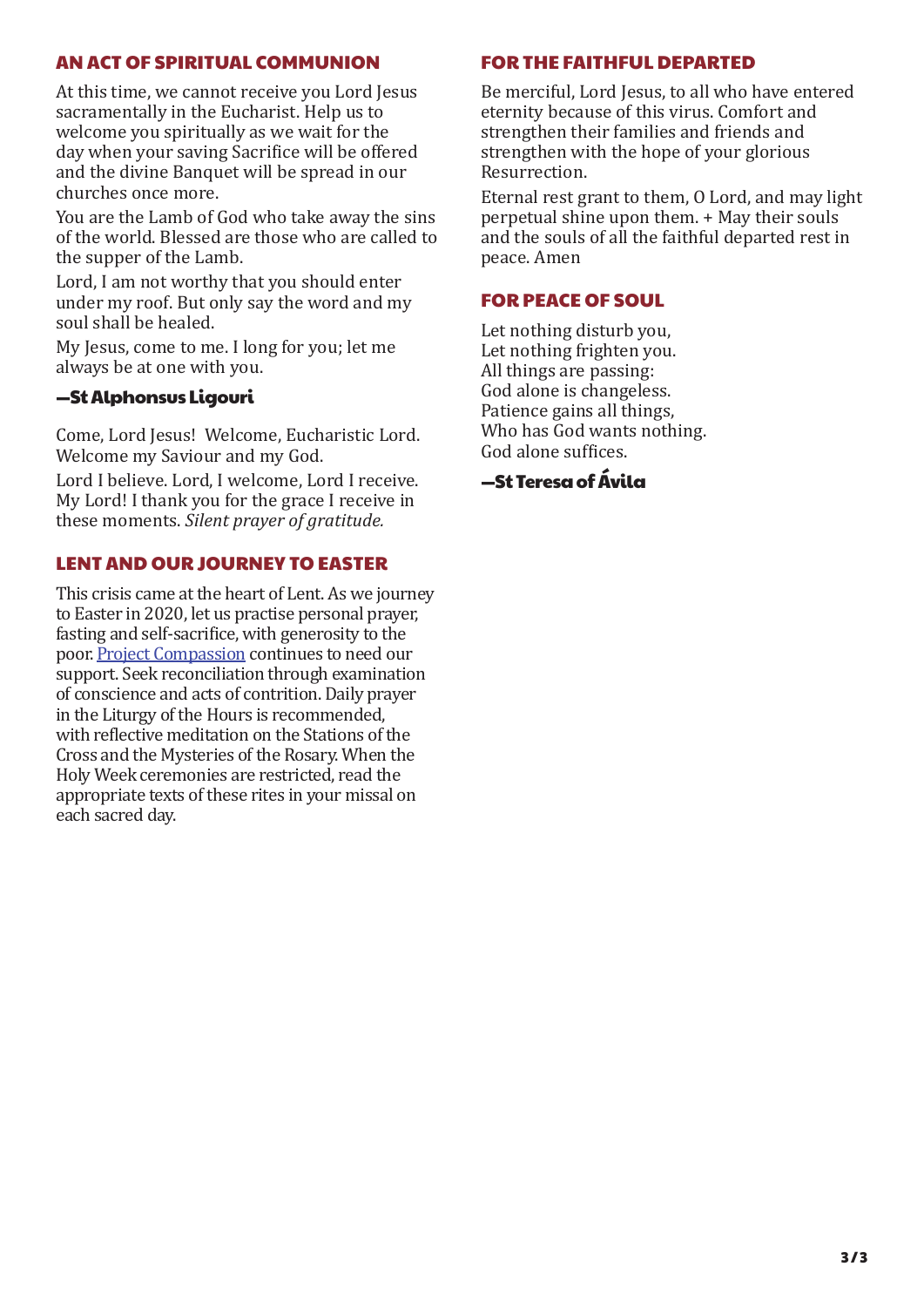## AN ACT OF SPIRITUAL COMMUNION

At this time, we cannot receive you Lord Jesus sacramentally in the Eucharist. Help us to welcome you spiritually as we wait for the day when your saving Sacrifice will be offered and the divine Banquet will be spread in our churches once more.

You are the Lamb of God who take away the sins of the world. Blessed are those who are called to the supper of the Lamb.

Lord, I am not worthy that you should enter under my roof. But only say the word and my soul shall be healed.

My Jesus, come to me. I long for you; let me always be at one with you.

**—St Alphonsus Ligouri**

Come, Lord Jesus!  Welcome, Eucharistic Lord. Welcome my Saviour and my God.

Lord I believe. Lord, I welcome, Lord I receive. My Lord! I thank you for the grace I receive in these moments. *Silent prayer of gratitude.*

## LENT AND OUR JOURNEY TO EASTER

This crisis came at the heart of Lent. As we journey to Easter in 2020, let us practise personal prayer, fasting and self-sacrifice, with generosity to the poor. Project Compassion continues to need our support. Seek reconciliation through examination of conscience and acts of contrition. Daily prayer in the Liturgy of the Hours is recommended, with reflective meditation on the Stations of the Cross and the Mysteries of the Rosary. When the Holy Week ceremonies are restricted, read the appropriate texts of these rites in your missal on each sacred day.

## FOR THE FAITHFUL DEPARTED

Be merciful, Lord Jesus, to all who have entered eternity because of this virus. Comfort and strengthen their families and friends and strengthen with the hope of your glorious Resurrection.

Eternal rest grant to them, O Lord, and may light perpetual shine upon them. + May their souls and the souls of all the faithful departed rest in peace. Amen

## FOR PEACE OF SOUL

Let nothing disturb you,  
Let nothing frighten you.  
All things are passing:  
God alone is changeless.  
Patience gains all things,  
Who has God wants nothing.  
God alone suffices.

**—St Teresa of Ávila**